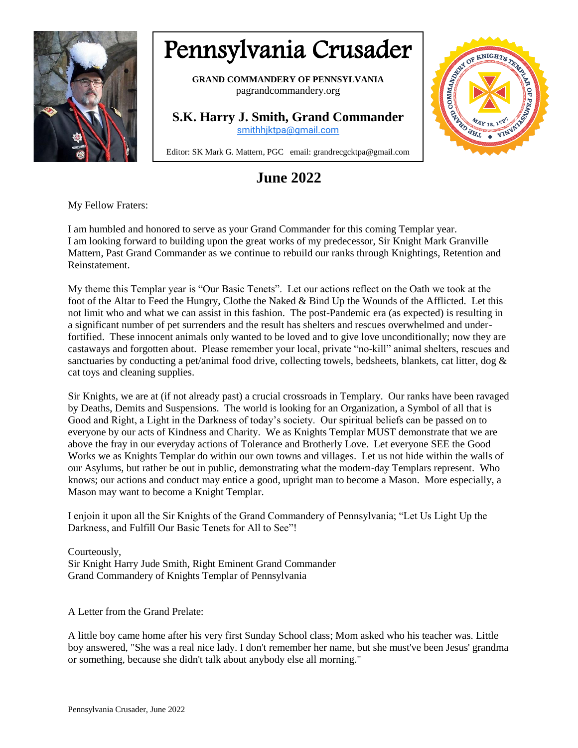# Pennsylvania Crusader

**GRAND COMMANDERY OF PENNSYLVANIA**
pagrandcommandery.org

**S.K. Harry J. Smith, Grand Commander**
smithhjktpa@gmail.com

Editor: SK Mark G. Mattern, PGC email: grandrecgcktpa@gmail.com

## June 2022

My Fellow Fraters:

I am humbled and honored to serve as your Grand Commander for this coming Templar year. I am looking forward to building upon the great works of my predecessor, Sir Knight Mark Granville Mattern, Past Grand Commander as we continue to rebuild our ranks through Knightings, Retention and Reinstatement.

My theme this Templar year is "Our Basic Tenets". Let our actions reflect on the Oath we took at the foot of the Altar to Feed the Hungry, Clothe the Naked & Bind Up the Wounds of the Afflicted. Let this not limit who and what we can assist in this fashion. The post-Pandemic era (as expected) is resulting in a significant number of pet surrenders and the result has shelters and rescues overwhelmed and under-fortified. These innocent animals only wanted to be loved and to give love unconditionally; now they are castaways and forgotten about. Please remember your local, private "no-kill" animal shelters, rescues and sanctuaries by conducting a pet/animal food drive, collecting towels, bedsheets, blankets, cat litter, dog & cat toys and cleaning supplies.

Sir Knights, we are at (if not already past) a crucial crossroads in Templary. Our ranks have been ravaged by Deaths, Demits and Suspensions. The world is looking for an Organization, a Symbol of all that is Good and Right, a Light in the Darkness of today's society. Our spiritual beliefs can be passed on to everyone by our acts of Kindness and Charity. We as Knights Templar MUST demonstrate that we are above the fray in our everyday actions of Tolerance and Brotherly Love. Let everyone SEE the Good Works we as Knights Templar do within our own towns and villages. Let us not hide within the walls of our Asylums, but rather be out in public, demonstrating what the modern-day Templars represent. Who knows; our actions and conduct may entice a good, upright man to become a Mason. More especially, a Mason may want to become a Knight Templar.

I enjoin it upon all the Sir Knights of the Grand Commandery of Pennsylvania; "Let Us Light Up the Darkness, and Fulfill Our Basic Tenets for All to See"!

Courteously,
Sir Knight Harry Jude Smith, Right Eminent Grand Commander
Grand Commandery of Knights Templar of Pennsylvania

A Letter from the Grand Prelate:

A little boy came home after his very first Sunday School class; Mom asked who his teacher was. Little boy answered, "She was a real nice lady. I don't remember her name, but she must've been Jesus' grandma or something, because she didn't talk about anybody else all morning."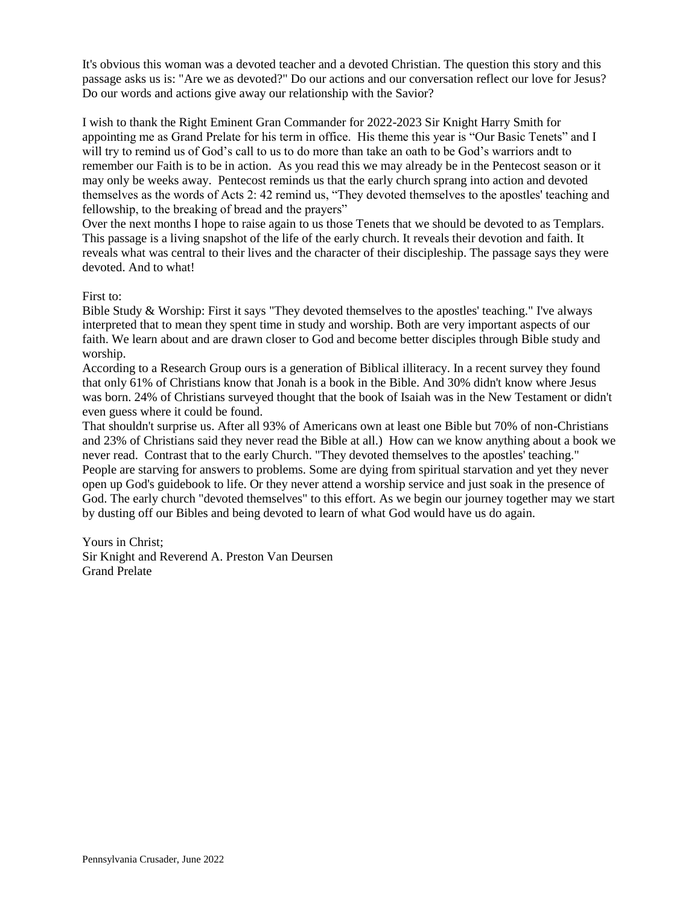It's obvious this woman was a devoted teacher and a devoted Christian. The question this story and this passage asks us is: "Are we as devoted?" Do our actions and our conversation reflect our love for Jesus? Do our words and actions give away our relationship with the Savior?

I wish to thank the Right Eminent Gran Commander for 2022-2023 Sir Knight Harry Smith for appointing me as Grand Prelate for his term in office. His theme this year is "Our Basic Tenets" and I will try to remind us of God's call to us to do more than take an oath to be God's warriors andt to remember our Faith is to be in action. As you read this we may already be in the Pentecost season or it may only be weeks away. Pentecost reminds us that the early church sprang into action and devoted themselves as the words of Acts 2: 42 remind us, "They devoted themselves to the apostles' teaching and fellowship, to the breaking of bread and the prayers"

Over the next months I hope to raise again to us those Tenets that we should be devoted to as Templars. This passage is a living snapshot of the life of the early church. It reveals their devotion and faith. It reveals what was central to their lives and the character of their discipleship. The passage says they were devoted. And to what!

First to:

Bible Study & Worship: First it says "They devoted themselves to the apostles' teaching." I've always interpreted that to mean they spent time in study and worship. Both are very important aspects of our faith. We learn about and are drawn closer to God and become better disciples through Bible study and worship.

According to a Research Group ours is a generation of Biblical illiteracy. In a recent survey they found that only 61% of Christians know that Jonah is a book in the Bible. And 30% didn't know where Jesus was born. 24% of Christians surveyed thought that the book of Isaiah was in the New Testament or didn't even guess where it could be found.

That shouldn't surprise us. After all 93% of Americans own at least one Bible but 70% of non-Christians and 23% of Christians said they never read the Bible at all.) How can we know anything about a book we never read. Contrast that to the early Church. "They devoted themselves to the apostles' teaching." People are starving for answers to problems. Some are dying from spiritual starvation and yet they never open up God's guidebook to life. Or they never attend a worship service and just soak in the presence of God. The early church "devoted themselves" to this effort. As we begin our journey together may we start by dusting off our Bibles and being devoted to learn of what God would have us do again.

Yours in Christ;
Sir Knight and Reverend A. Preston Van Deursen
Grand Prelate